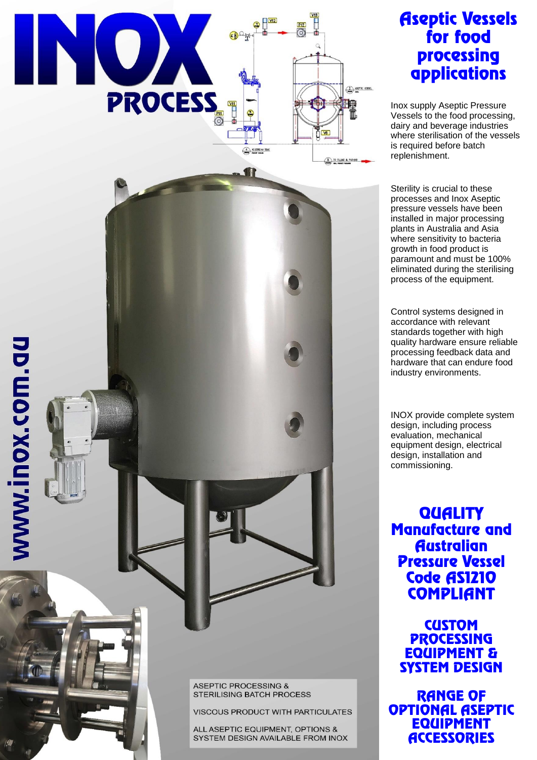# INOX PROCESS

www.inox.com.au

# Aseptic Vessels for food processing applications

Inox supply Aseptic Pressure Vessels to the food processing, dairy and beverage industries where sterilisation of the vessels is required before batch replenishment.

Sterility is crucial to these processes and Inox Aseptic pressure vessels have been installed in major processing plants in Australia and Asia where sensitivity to bacteria growth in food product is paramount and must be 100% eliminated during the sterilising process of the equipment.

Control systems designed in accordance with relevant standards together with high quality hardware ensure reliable processing feedback data and hardware that can endure food industry environments.

INOX provide complete system design, including process evaluation, mechanical equipment design, electrical design, installation and commissioning.

## QUALITY Manufacture and Australian Pressure Vessel Code AS1210 COMPLIANT

## CUSTOM PROCESSING EQUIPMENT & SYSTEM DESIGN

## RANGE OF OPTIONAL ASEPTIC EQUIPMENT ACCESSORIES

ASEPTIC PROCESSING & STERILISING BATCH PROCESS

VISCOUS PRODUCT WITH PARTICULATES

ALL ASEPTIC EQUIPMENT, OPTIONS & SYSTEM DESIGN AVAILABLE FROM INOX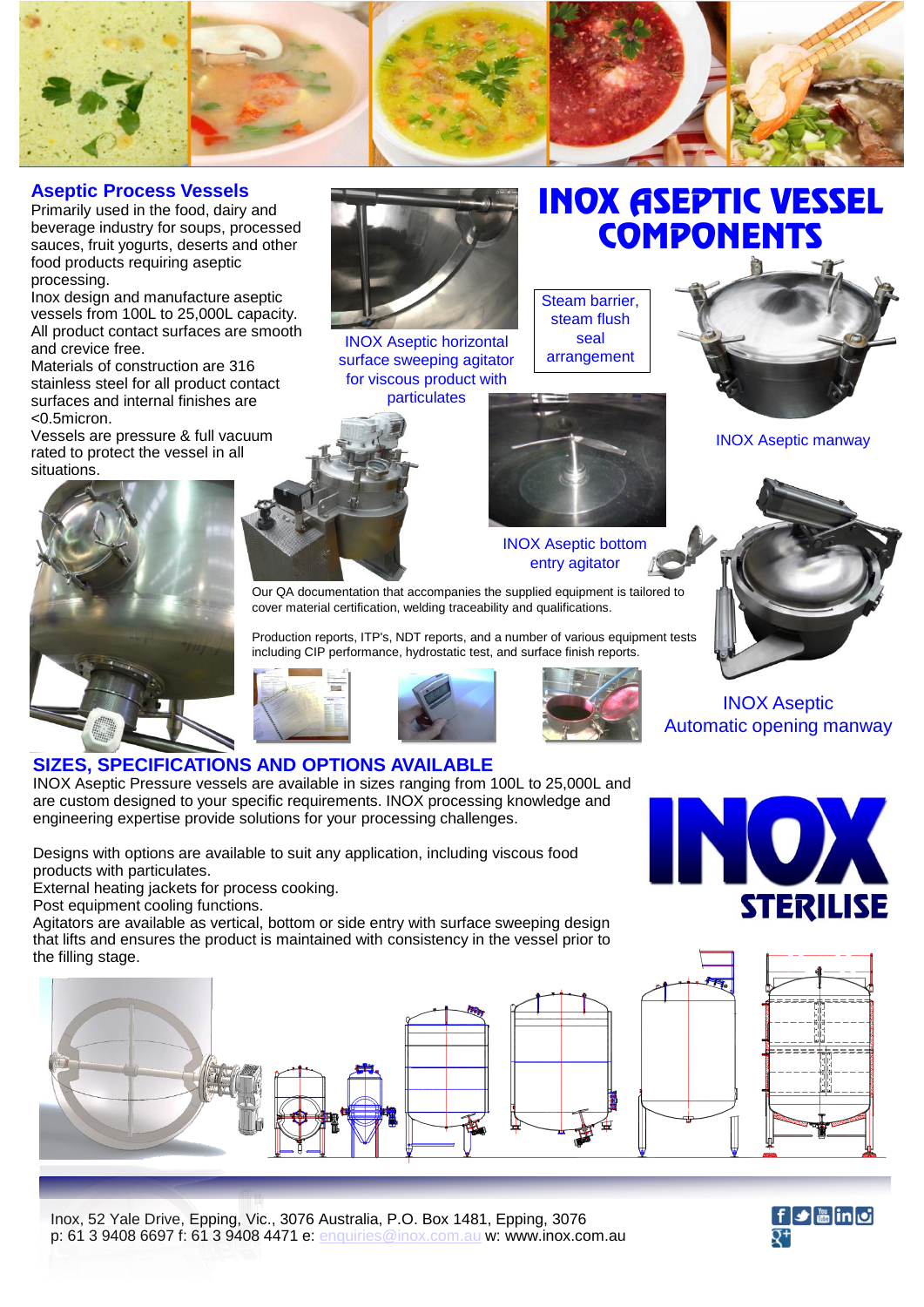# INOX ASEPTIC VESSEL COMPONENTS

## Aseptic Process Vessels

Primarily used in the food, dairy and beverage industry for soups, processed sauces, fruit yogurts, deserts and other food products requiring aseptic processing.

Inox design and manufacture aseptic vessels from 100L to 25,000L capacity.

All product contact surfaces are smooth and crevice free.

Materials of construction are 316 stainless steel for all product contact surfaces and internal finishes are <0.5micron.

Vessels are pressure & full vacuum rated to protect the vessel in all situations.

INOX Aseptic horizontal surface sweeping agitator for viscous product with particulates

Steam barrier, steam flush seal arrangement

INOX Aseptic manway

INOX Aseptic bottom entry agitator

INOX Aseptic Automatic opening manway

Our QA documentation that accompanies the supplied equipment is tailored to cover material certification, welding traceability and qualifications.

Production reports, ITP's, NDT reports, and a number of various equipment tests including CIP performance, hydrostatic test, and surface finish reports.

## SIZES, SPECIFICATIONS AND OPTIONS AVAILABLE

INOX Aseptic Pressure vessels are available in sizes ranging from 100L to 25,000L and are custom designed to your specific requirements. INOX processing knowledge and engineering expertise provide solutions for your processing challenges.

Designs with options are available to suit any application, including viscous food products with particulates.

External heating jackets for process cooking.

Post equipment cooling functions.

Agitators are available as vertical, bottom or side entry with surface sweeping design that lifts and ensures the product is maintained with consistency in the vessel prior to the filling stage.

INOX STERILISE

Inox, 52 Yale Drive, Epping, Vic., 3076 Australia, P.O. Box 1481, Epping, 3076
p: 61 3 9408 6697 f: 61 3 9408 4471 e: enquiries@inox.com.au w: www.inox.com.au